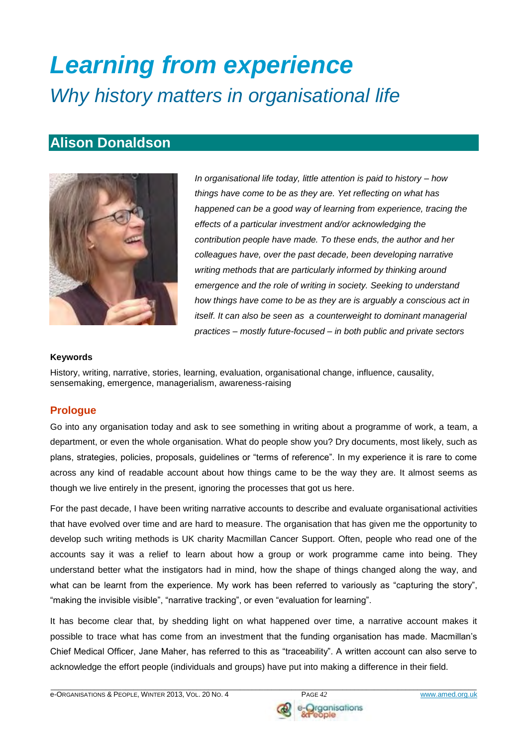# *Learning from experience*

## *Why history matters in organisational life*

## Alison Donaldson

*In organisational life today, little attention is paid to history – how things have come to be as they are. Yet reflecting on what has happened can be a good way of learning from experience, tracing the effects of a particular investment and/or acknowledging the contribution people have made. To these ends, the author and her colleagues have, over the past decade, been developing narrative writing methods that are particularly informed by thinking around emergence and the role of writing in society. Seeking to understand how things have come to be as they are is arguably a conscious act in itself. It can also be seen as a counterweight to dominant managerial practices – mostly future-focused – in both public and private sectors*

**Keywords**

History, writing, narrative, stories, learning, evaluation, organisational change, influence, causality, sensemaking, emergence, managerialism, awareness-raising

### Prologue

Go into any organisation today and ask to see something in writing about a programme of work, a team, a department, or even the whole organisation. What do people show you? Dry documents, most likely, such as plans, strategies, policies, proposals, guidelines or "terms of reference". In my experience it is rare to come across any kind of readable account about how things came to be the way they are. It almost seems as though we live entirely in the present, ignoring the processes that got us here.

For the past decade, I have been writing narrative accounts to describe and evaluate organisational activities that have evolved over time and are hard to measure. The organisation that has given me the opportunity to develop such writing methods is UK charity Macmillan Cancer Support. Often, people who read one of the accounts say it was a relief to learn about how a group or work programme came into being. They understand better what the instigators had in mind, how the shape of things changed along the way, and what can be learnt from the experience. My work has been referred to variously as "capturing the story", "making the invisible visible", "narrative tracking", or even "evaluation for learning".

It has become clear that, by shedding light on what happened over time, a narrative account makes it possible to trace what has come from an investment that the funding organisation has made. Macmillan's Chief Medical Officer, Jane Maher, has referred to this as "traceability". A written account can also serve to acknowledge the effort people (individuals and groups) have put into making a difference in their field.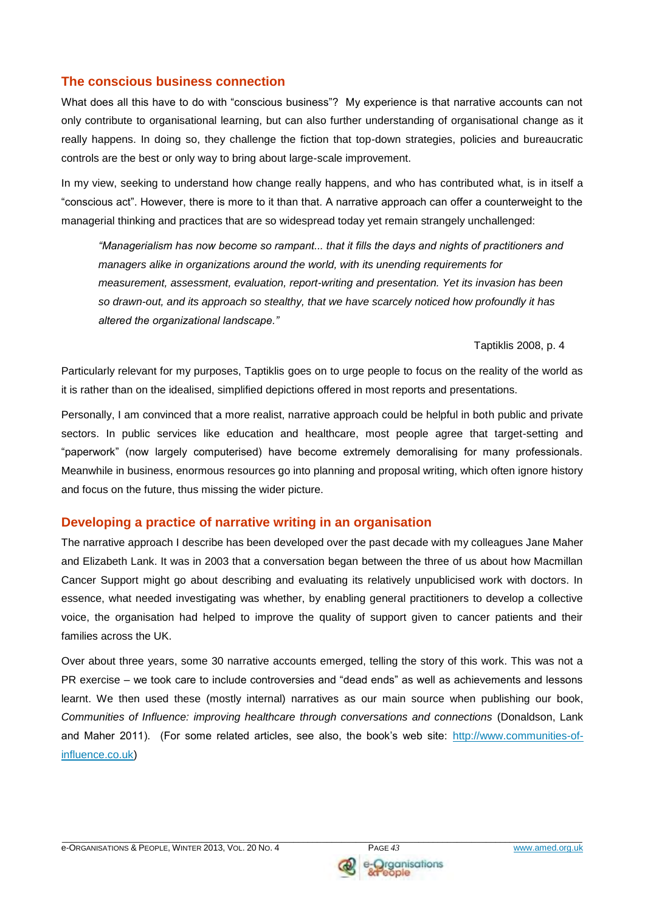## The conscious business connection

What does all this have to do with "conscious business"? My experience is that narrative accounts can not only contribute to organisational learning, but can also further understanding of organisational change as it really happens. In doing so, they challenge the fiction that top-down strategies, policies and bureaucratic controls are the best or only way to bring about large-scale improvement.

In my view, seeking to understand how change really happens, and who has contributed what, is in itself a "conscious act". However, there is more to it than that. A narrative approach can offer a counterweight to the managerial thinking and practices that are so widespread today yet remain strangely unchallenged:

> *"Managerialism has now become so rampant... that it fills the days and nights of practitioners and managers alike in organizations around the world, with its unending requirements for measurement, assessment, evaluation, report-writing and presentation. Yet its invasion has been so drawn-out, and its approach so stealthy, that we have scarcely noticed how profoundly it has altered the organizational landscape."*
>
> Taptiklis 2008, p. 4

Particularly relevant for my purposes, Taptiklis goes on to urge people to focus on the reality of the world as it is rather than on the idealised, simplified depictions offered in most reports and presentations.

Personally, I am convinced that a more realist, narrative approach could be helpful in both public and private sectors. In public services like education and healthcare, most people agree that target-setting and "paperwork" (now largely computerised) have become extremely demoralising for many professionals. Meanwhile in business, enormous resources go into planning and proposal writing, which often ignore history and focus on the future, thus missing the wider picture.

## Developing a practice of narrative writing in an organisation

The narrative approach I describe has been developed over the past decade with my colleagues Jane Maher and Elizabeth Lank. It was in 2003 that a conversation began between the three of us about how Macmillan Cancer Support might go about describing and evaluating its relatively unpublicised work with doctors. In essence, what needed investigating was whether, by enabling general practitioners to develop a collective voice, the organisation had helped to improve the quality of support given to cancer patients and their families across the UK.

Over about three years, some 30 narrative accounts emerged, telling the story of this work. This was not a PR exercise – we took care to include controversies and "dead ends" as well as achievements and lessons learnt. We then used these (mostly internal) narratives as our main source when publishing our book, *Communities of Influence: improving healthcare through conversations and connections* (Donaldson, Lank and Maher 2011). (For some related articles, see also, the book's web site: [http://www.communities-of-influence.co.uk](http://www.communities-of-influence.co.uk))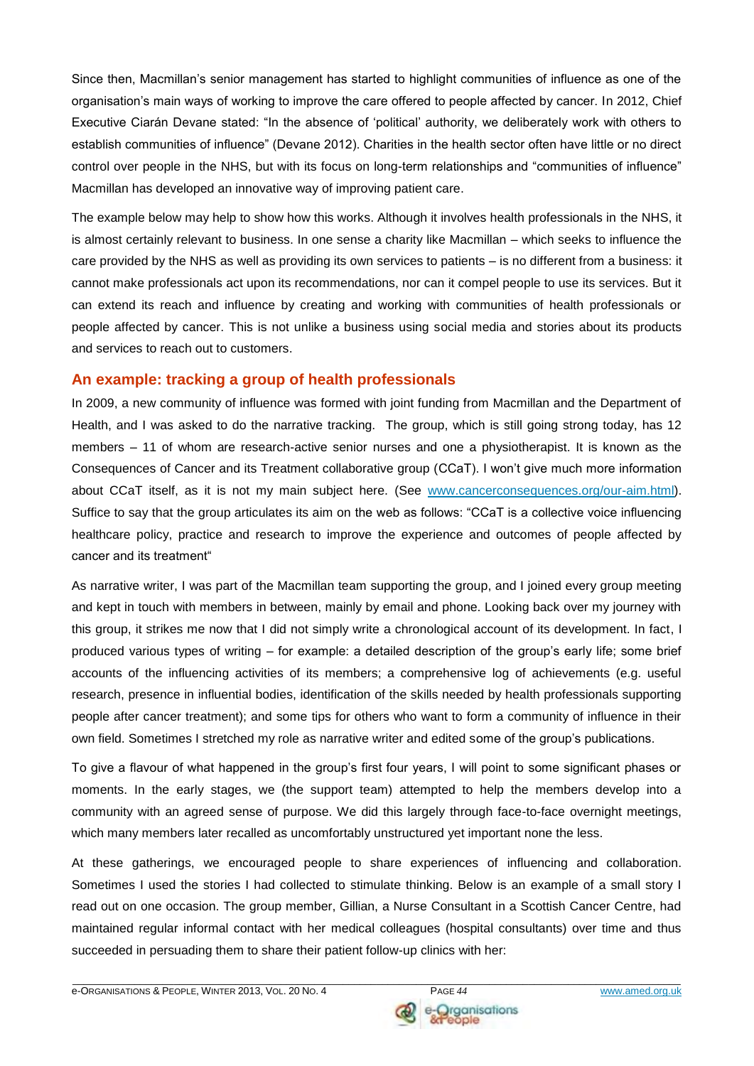Since then, Macmillan's senior management has started to highlight communities of influence as one of the organisation's main ways of working to improve the care offered to people affected by cancer. In 2012, Chief Executive Ciarán Devane stated: "In the absence of 'political' authority, we deliberately work with others to establish communities of influence" (Devane 2012). Charities in the health sector often have little or no direct control over people in the NHS, but with its focus on long-term relationships and "communities of influence" Macmillan has developed an innovative way of improving patient care.

The example below may help to show how this works. Although it involves health professionals in the NHS, it is almost certainly relevant to business. In one sense a charity like Macmillan – which seeks to influence the care provided by the NHS as well as providing its own services to patients – is no different from a business: it cannot make professionals act upon its recommendations, nor can it compel people to use its services. But it can extend its reach and influence by creating and working with communities of health professionals or people affected by cancer. This is not unlike a business using social media and stories about its products and services to reach out to customers.

## An example: tracking a group of health professionals

In 2009, a new community of influence was formed with joint funding from Macmillan and the Department of Health, and I was asked to do the narrative tracking. The group, which is still going strong today, has 12 members – 11 of whom are research-active senior nurses and one a physiotherapist. It is known as the Consequences of Cancer and its Treatment collaborative group (CCaT). I won't give much more information about CCaT itself, as it is not my main subject here. (See www.cancerconsequences.org/our-aim.html). Suffice to say that the group articulates its aim on the web as follows: "CCaT is a collective voice influencing healthcare policy, practice and research to improve the experience and outcomes of people affected by cancer and its treatment"

As narrative writer, I was part of the Macmillan team supporting the group, and I joined every group meeting and kept in touch with members in between, mainly by email and phone. Looking back over my journey with this group, it strikes me now that I did not simply write a chronological account of its development. In fact, I produced various types of writing – for example: a detailed description of the group's early life; some brief accounts of the influencing activities of its members; a comprehensive log of achievements (e.g. useful research, presence in influential bodies, identification of the skills needed by health professionals supporting people after cancer treatment); and some tips for others who want to form a community of influence in their own field. Sometimes I stretched my role as narrative writer and edited some of the group's publications.

To give a flavour of what happened in the group's first four years, I will point to some significant phases or moments. In the early stages, we (the support team) attempted to help the members develop into a community with an agreed sense of purpose. We did this largely through face-to-face overnight meetings, which many members later recalled as uncomfortably unstructured yet important none the less.

At these gatherings, we encouraged people to share experiences of influencing and collaboration. Sometimes I used the stories I had collected to stimulate thinking. Below is an example of a small story I read out on one occasion. The group member, Gillian, a Nurse Consultant in a Scottish Cancer Centre, had maintained regular informal contact with her medical colleagues (hospital consultants) over time and thus succeeded in persuading them to share their patient follow-up clinics with her: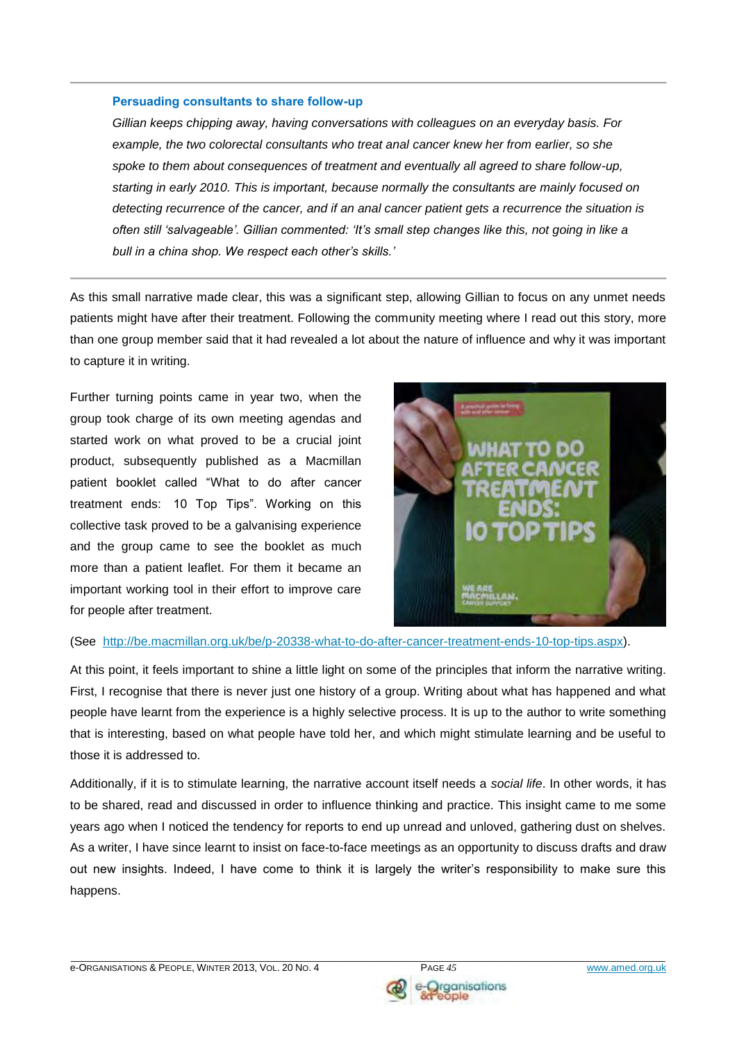**Persuading consultants to share follow-up**

*Gillian keeps chipping away, having conversations with colleagues on an everyday basis. For example, the two colorectal consultants who treat anal cancer knew her from earlier, so she spoke to them about consequences of treatment and eventually all agreed to share follow-up, starting in early 2010. This is important, because normally the consultants are mainly focused on detecting recurrence of the cancer, and if an anal cancer patient gets a recurrence the situation is often still 'salvageable'. Gillian commented: 'It's small step changes like this, not going in like a bull in a china shop. We respect each other's skills.'*

As this small narrative made clear, this was a significant step, allowing Gillian to focus on any unmet needs patients might have after their treatment. Following the community meeting where I read out this story, more than one group member said that it had revealed a lot about the nature of influence and why it was important to capture it in writing.

Further turning points came in year two, when the group took charge of its own meeting agendas and started work on what proved to be a crucial joint product, subsequently published as a Macmillan patient booklet called "What to do after cancer treatment ends: 10 Top Tips". Working on this collective task proved to be a galvanising experience and the group came to see the booklet as much more than a patient leaflet. For them it became an important working tool in their effort to improve care for people after treatment.

(See http://be.macmillan.org.uk/be/p-20338-what-to-do-after-cancer-treatment-ends-10-top-tips.aspx).

At this point, it feels important to shine a little light on some of the principles that inform the narrative writing. First, I recognise that there is never just one history of a group. Writing about what has happened and what people have learnt from the experience is a highly selective process. It is up to the author to write something that is interesting, based on what people have told her, and which might stimulate learning and be useful to those it is addressed to.

Additionally, if it is to stimulate learning, the narrative account itself needs a *social life*. In other words, it has to be shared, read and discussed in order to influence thinking and practice. This insight came to me some years ago when I noticed the tendency for reports to end up unread and unloved, gathering dust on shelves. As a writer, I have since learnt to insist on face-to-face meetings as an opportunity to discuss drafts and draw out new insights. Indeed, I have come to think it is largely the writer's responsibility to make sure this happens.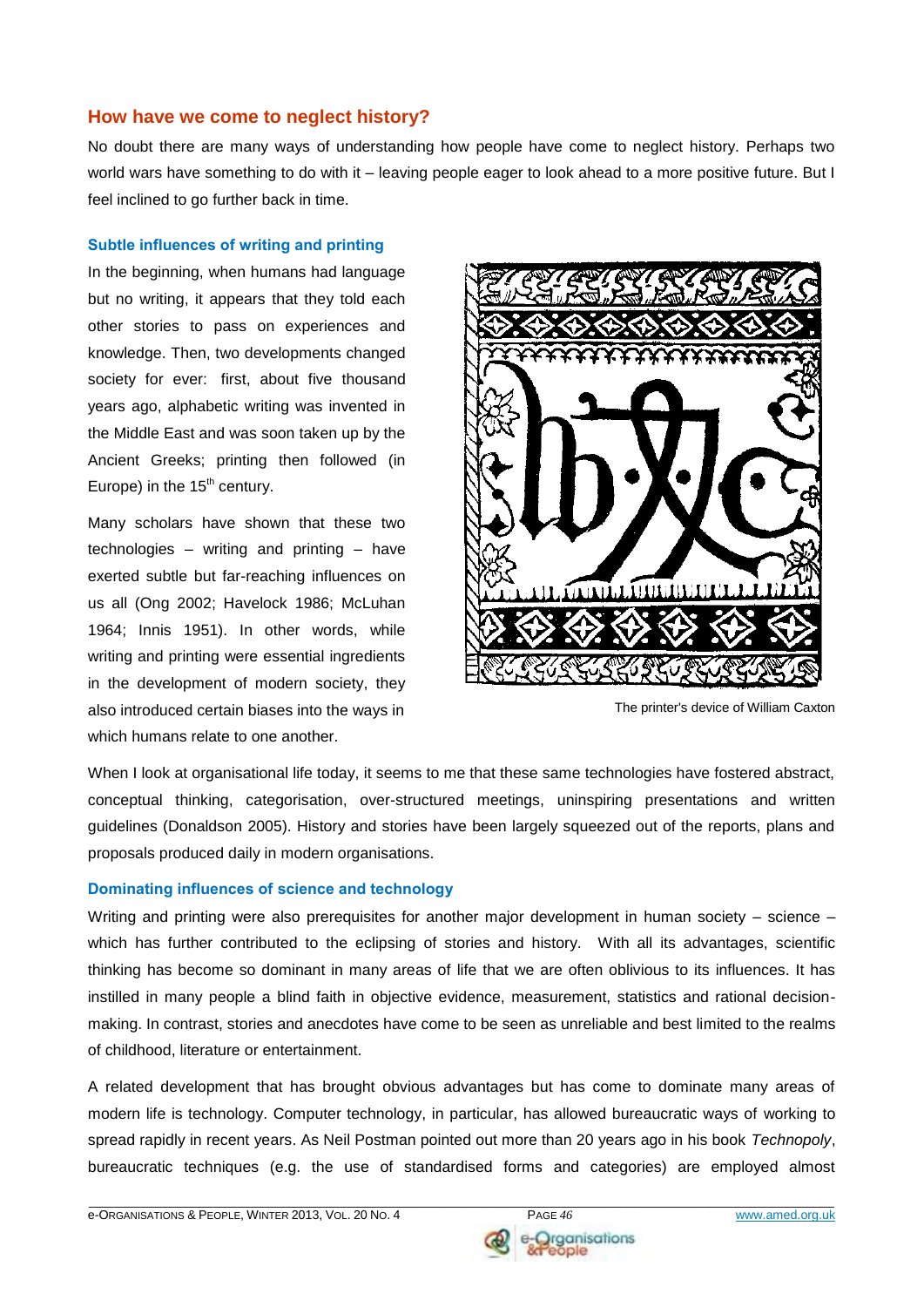## How have we come to neglect history?

No doubt there are many ways of understanding how people have come to neglect history. Perhaps two world wars have something to do with it – leaving people eager to look ahead to a more positive future. But I feel inclined to go further back in time.

### Subtle influences of writing and printing

In the beginning, when humans had language but no writing, it appears that they told each other stories to pass on experiences and knowledge. Then, two developments changed society for ever: first, about five thousand years ago, alphabetic writing was invented in the Middle East and was soon taken up by the Ancient Greeks; printing then followed (in Europe) in the 15th century.

Many scholars have shown that these two technologies – writing and printing – have exerted subtle but far-reaching influences on us all (Ong 2002; Havelock 1986; McLuhan 1964; Innis 1951). In other words, while writing and printing were essential ingredients in the development of modern society, they also introduced certain biases into the ways in which humans relate to one another.

The printer's device of William Caxton

When I look at organisational life today, it seems to me that these same technologies have fostered abstract, conceptual thinking, categorisation, over-structured meetings, uninspiring presentations and written guidelines (Donaldson 2005). History and stories have been largely squeezed out of the reports, plans and proposals produced daily in modern organisations.

### Dominating influences of science and technology

Writing and printing were also prerequisites for another major development in human society – science – which has further contributed to the eclipsing of stories and history. With all its advantages, scientific thinking has become so dominant in many areas of life that we are often oblivious to its influences. It has instilled in many people a blind faith in objective evidence, measurement, statistics and rational decision-making. In contrast, stories and anecdotes have come to be seen as unreliable and best limited to the realms of childhood, literature or entertainment.

A related development that has brought obvious advantages but has come to dominate many areas of modern life is technology. Computer technology, in particular, has allowed bureaucratic ways of working to spread rapidly in recent years. As Neil Postman pointed out more than 20 years ago in his book *Technopoly*, bureaucratic techniques (e.g. the use of standardised forms and categories) are employed almost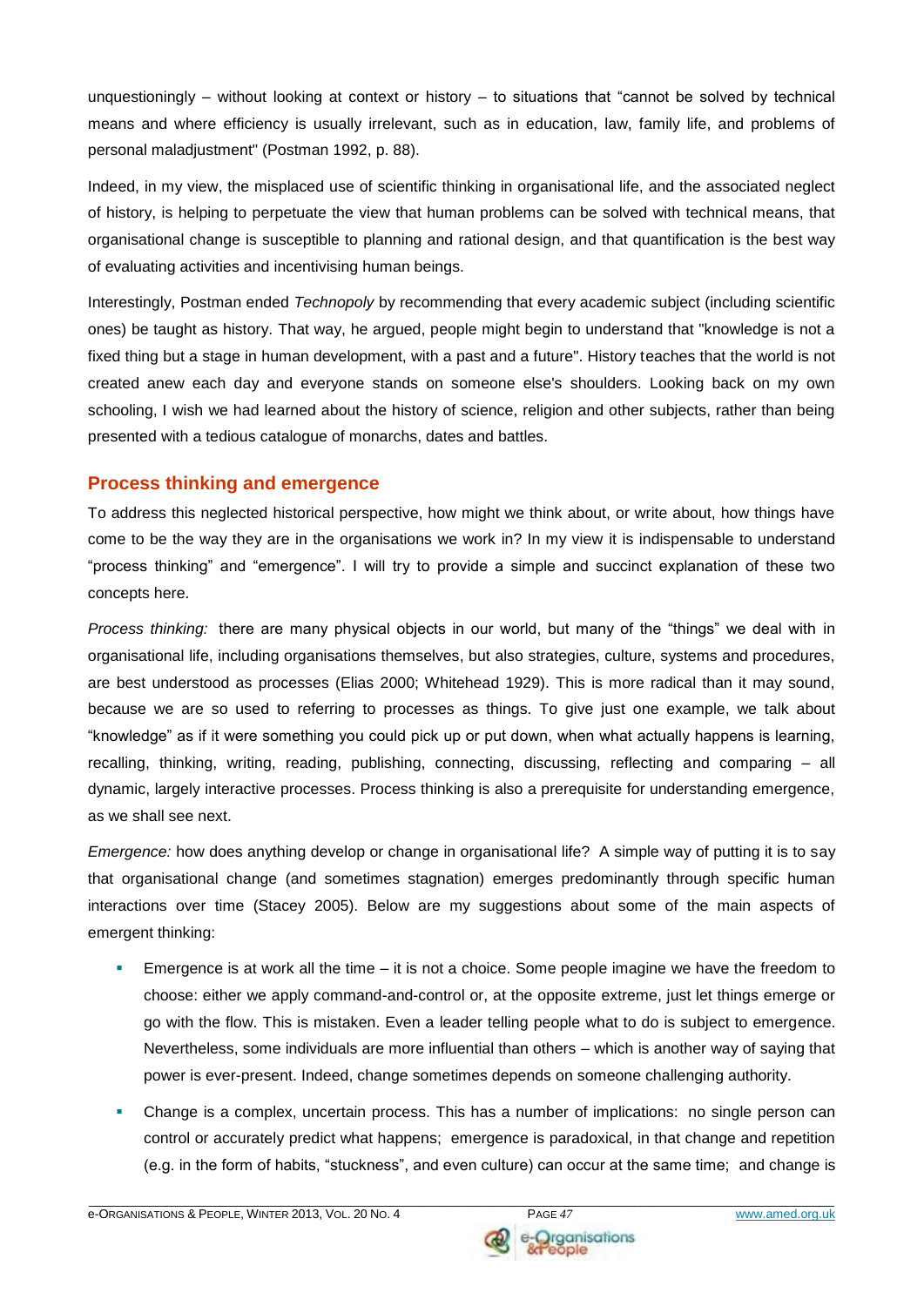unquestioningly – without looking at context or history – to situations that "cannot be solved by technical means and where efficiency is usually irrelevant, such as in education, law, family life, and problems of personal maladjustment" (Postman 1992, p. 88).

Indeed, in my view, the misplaced use of scientific thinking in organisational life, and the associated neglect of history, is helping to perpetuate the view that human problems can be solved with technical means, that organisational change is susceptible to planning and rational design, and that quantification is the best way of evaluating activities and incentivising human beings.

Interestingly, Postman ended *Technopoly* by recommending that every academic subject (including scientific ones) be taught as history. That way, he argued, people might begin to understand that "knowledge is not a fixed thing but a stage in human development, with a past and a future". History teaches that the world is not created anew each day and everyone stands on someone else's shoulders. Looking back on my own schooling, I wish we had learned about the history of science, religion and other subjects, rather than being presented with a tedious catalogue of monarchs, dates and battles.

## Process thinking and emergence

To address this neglected historical perspective, how might we think about, or write about, how things have come to be the way they are in the organisations we work in? In my view it is indispensable to understand "process thinking" and "emergence". I will try to provide a simple and succinct explanation of these two concepts here.

*Process thinking:* there are many physical objects in our world, but many of the "things" we deal with in organisational life, including organisations themselves, but also strategies, culture, systems and procedures, are best understood as processes (Elias 2000; Whitehead 1929). This is more radical than it may sound, because we are so used to referring to processes as things. To give just one example, we talk about "knowledge" as if it were something you could pick up or put down, when what actually happens is learning, recalling, thinking, writing, reading, publishing, connecting, discussing, reflecting and comparing – all dynamic, largely interactive processes. Process thinking is also a prerequisite for understanding emergence, as we shall see next.

*Emergence:* how does anything develop or change in organisational life? A simple way of putting it is to say that organisational change (and sometimes stagnation) emerges predominantly through specific human interactions over time (Stacey 2005). Below are my suggestions about some of the main aspects of emergent thinking:

- Emergence is at work all the time – it is not a choice. Some people imagine we have the freedom to choose: either we apply command-and-control or, at the opposite extreme, just let things emerge or go with the flow. This is mistaken. Even a leader telling people what to do is subject to emergence. Nevertheless, some individuals are more influential than others – which is another way of saying that power is ever-present. Indeed, change sometimes depends on someone challenging authority.
- Change is a complex, uncertain process. This has a number of implications: no single person can control or accurately predict what happens; emergence is paradoxical, in that change and repetition (e.g. in the form of habits, "stuckness", and even culture) can occur at the same time; and change is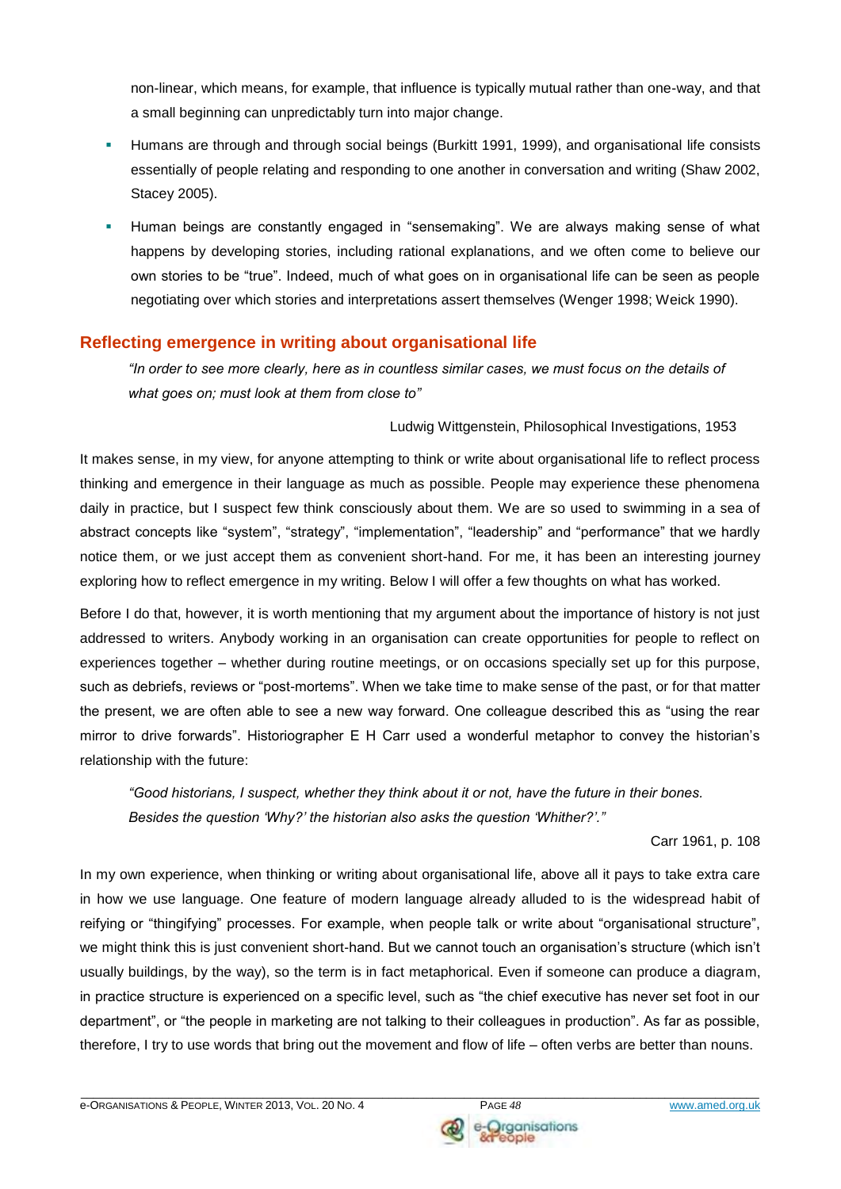non-linear, which means, for example, that influence is typically mutual rather than one-way, and that a small beginning can unpredictably turn into major change.

- Humans are through and through social beings (Burkitt 1991, 1999), and organisational life consists essentially of people relating and responding to one another in conversation and writing (Shaw 2002, Stacey 2005).
- Human beings are constantly engaged in "sensemaking". We are always making sense of what happens by developing stories, including rational explanations, and we often come to believe our own stories to be "true". Indeed, much of what goes on in organisational life can be seen as people negotiating over which stories and interpretations assert themselves (Wenger 1998; Weick 1990).

## Reflecting emergence in writing about organisational life

> *"In order to see more clearly, here as in countless similar cases, we must focus on the details of what goes on; must look at them from close to"*
>
> Ludwig Wittgenstein, Philosophical Investigations, 1953

It makes sense, in my view, for anyone attempting to think or write about organisational life to reflect process thinking and emergence in their language as much as possible. People may experience these phenomena daily in practice, but I suspect few think consciously about them. We are so used to swimming in a sea of abstract concepts like "system", "strategy", "implementation", "leadership" and "performance" that we hardly notice them, or we just accept them as convenient short-hand. For me, it has been an interesting journey exploring how to reflect emergence in my writing. Below I will offer a few thoughts on what has worked.

Before I do that, however, it is worth mentioning that my argument about the importance of history is not just addressed to writers. Anybody working in an organisation can create opportunities for people to reflect on experiences together – whether during routine meetings, or on occasions specially set up for this purpose, such as debriefs, reviews or "post-mortems". When we take time to make sense of the past, or for that matter the present, we are often able to see a new way forward. One colleague described this as "using the rear mirror to drive forwards". Historiographer E H Carr used a wonderful metaphor to convey the historian's relationship with the future:

> *"Good historians, I suspect, whether they think about it or not, have the future in their bones. Besides the question 'Why?' the historian also asks the question 'Whither?'."*
>
> Carr 1961, p. 108

In my own experience, when thinking or writing about organisational life, above all it pays to take extra care in how we use language. One feature of modern language already alluded to is the widespread habit of reifying or "thingifying" processes. For example, when people talk or write about "organisational structure", we might think this is just convenient short-hand. But we cannot touch an organisation's structure (which isn't usually buildings, by the way), so the term is in fact metaphorical. Even if someone can produce a diagram, in practice structure is experienced on a specific level, such as "the chief executive has never set foot in our department", or "the people in marketing are not talking to their colleagues in production". As far as possible, therefore, I try to use words that bring out the movement and flow of life – often verbs are better than nouns.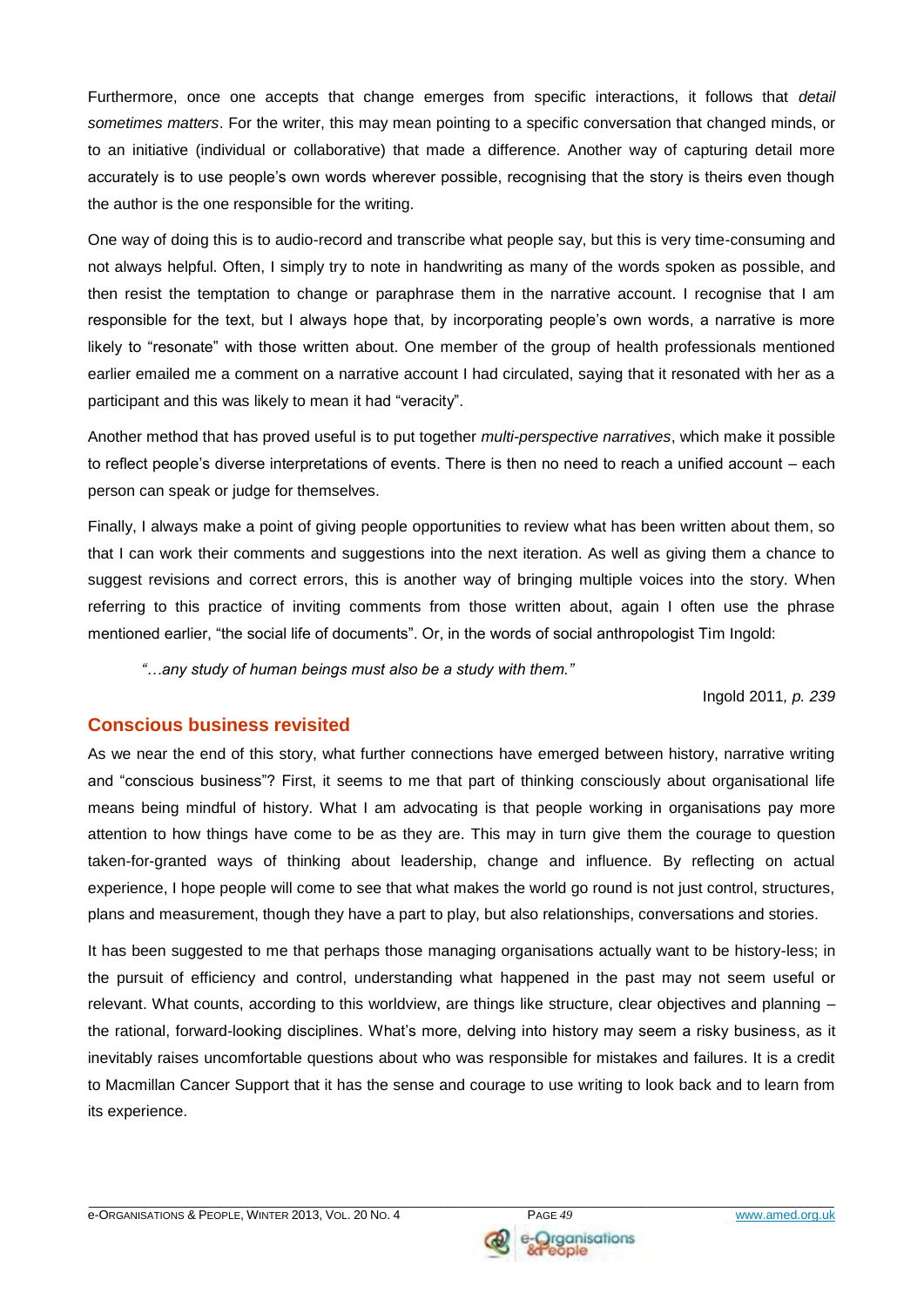Furthermore, once one accepts that change emerges from specific interactions, it follows that *detail sometimes matters*. For the writer, this may mean pointing to a specific conversation that changed minds, or to an initiative (individual or collaborative) that made a difference. Another way of capturing detail more accurately is to use people's own words wherever possible, recognising that the story is theirs even though the author is the one responsible for the writing.

One way of doing this is to audio-record and transcribe what people say, but this is very time-consuming and not always helpful. Often, I simply try to note in handwriting as many of the words spoken as possible, and then resist the temptation to change or paraphrase them in the narrative account. I recognise that I am responsible for the text, but I always hope that, by incorporating people's own words, a narrative is more likely to "resonate" with those written about. One member of the group of health professionals mentioned earlier emailed me a comment on a narrative account I had circulated, saying that it resonated with her as a participant and this was likely to mean it had "veracity".

Another method that has proved useful is to put together *multi-perspective narratives*, which make it possible to reflect people's diverse interpretations of events. There is then no need to reach a unified account – each person can speak or judge for themselves.

Finally, I always make a point of giving people opportunities to review what has been written about them, so that I can work their comments and suggestions into the next iteration. As well as giving them a chance to suggest revisions and correct errors, this is another way of bringing multiple voices into the story. When referring to this practice of inviting comments from those written about, again I often use the phrase mentioned earlier, "the social life of documents". Or, in the words of social anthropologist Tim Ingold:

> *"…any study of human beings must also be a study with them."*
>
> Ingold 2011*, p. 239*

## Conscious business revisited

As we near the end of this story, what further connections have emerged between history, narrative writing and "conscious business"? First, it seems to me that part of thinking consciously about organisational life means being mindful of history. What I am advocating is that people working in organisations pay more attention to how things have come to be as they are. This may in turn give them the courage to question taken-for-granted ways of thinking about leadership, change and influence. By reflecting on actual experience, I hope people will come to see that what makes the world go round is not just control, structures, plans and measurement, though they have a part to play, but also relationships, conversations and stories.

It has been suggested to me that perhaps those managing organisations actually want to be history-less; in the pursuit of efficiency and control, understanding what happened in the past may not seem useful or relevant. What counts, according to this worldview, are things like structure, clear objectives and planning – the rational, forward-looking disciplines. What's more, delving into history may seem a risky business, as it inevitably raises uncomfortable questions about who was responsible for mistakes and failures. It is a credit to Macmillan Cancer Support that it has the sense and courage to use writing to look back and to learn from its experience.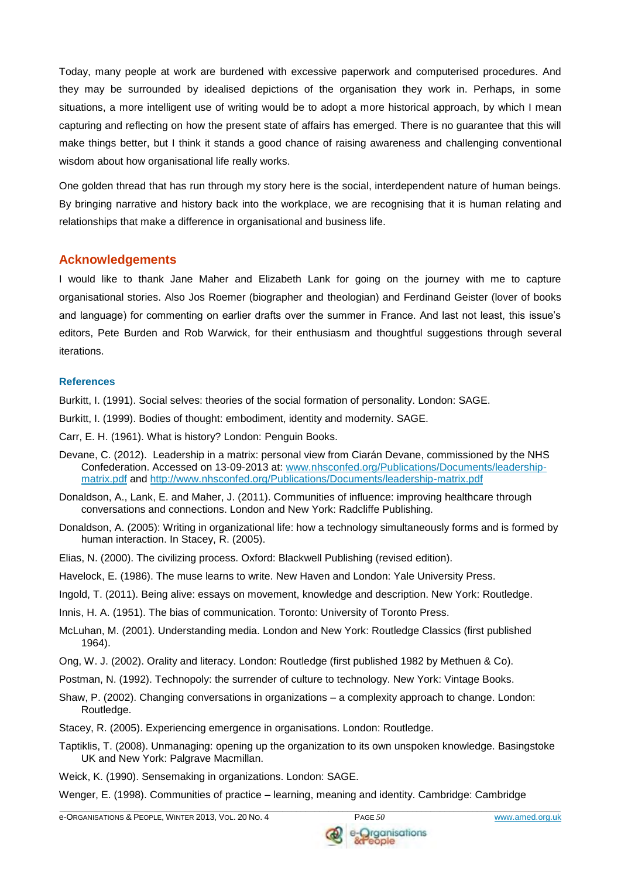Today, many people at work are burdened with excessive paperwork and computerised procedures. And they may be surrounded by idealised depictions of the organisation they work in. Perhaps, in some situations, a more intelligent use of writing would be to adopt a more historical approach, by which I mean capturing and reflecting on how the present state of affairs has emerged. There is no guarantee that this will make things better, but I think it stands a good chance of raising awareness and challenging conventional wisdom about how organisational life really works.

One golden thread that has run through my story here is the social, interdependent nature of human beings. By bringing narrative and history back into the workplace, we are recognising that it is human relating and relationships that make a difference in organisational and business life.

## Acknowledgements

I would like to thank Jane Maher and Elizabeth Lank for going on the journey with me to capture organisational stories. Also Jos Roemer (biographer and theologian) and Ferdinand Geister (lover of books and language) for commenting on earlier drafts over the summer in France. And last not least, this issue's editors, Pete Burden and Rob Warwick, for their enthusiasm and thoughtful suggestions through several iterations.

### References

Burkitt, I. (1991). Social selves: theories of the social formation of personality. London: SAGE.

Burkitt, I. (1999). Bodies of thought: embodiment, identity and modernity. SAGE.

Carr, E. H. (1961). What is history? London: Penguin Books.

Devane, C. (2012). Leadership in a matrix: personal view from Ciarán Devane, commissioned by the NHS Confederation. Accessed on 13-09-2013 at: www.nhsconfed.org/Publications/Documents/leadership-matrix.pdf and http://www.nhsconfed.org/Publications/Documents/leadership-matrix.pdf

Donaldson, A., Lank, E. and Maher, J. (2011). Communities of influence: improving healthcare through conversations and connections. London and New York: Radcliffe Publishing.

Donaldson, A. (2005): Writing in organizational life: how a technology simultaneously forms and is formed by human interaction. In Stacey, R. (2005).

Elias, N. (2000). The civilizing process. Oxford: Blackwell Publishing (revised edition).

Havelock, E. (1986). The muse learns to write. New Haven and London: Yale University Press.

Ingold, T. (2011). Being alive: essays on movement, knowledge and description. New York: Routledge.

Innis, H. A. (1951). The bias of communication. Toronto: University of Toronto Press.

McLuhan, M. (2001). Understanding media. London and New York: Routledge Classics (first published 1964).

Ong, W. J. (2002). Orality and literacy. London: Routledge (first published 1982 by Methuen & Co).

Postman, N. (1992). Technopoly: the surrender of culture to technology. New York: Vintage Books.

Shaw, P. (2002). Changing conversations in organizations – a complexity approach to change. London: Routledge.

Stacey, R. (2005). Experiencing emergence in organisations. London: Routledge.

Taptiklis, T. (2008). Unmanaging: opening up the organization to its own unspoken knowledge. Basingstoke UK and New York: Palgrave Macmillan.

Weick, K. (1990). Sensemaking in organizations. London: SAGE.

Wenger, E. (1998). Communities of practice – learning, meaning and identity. Cambridge: Cambridge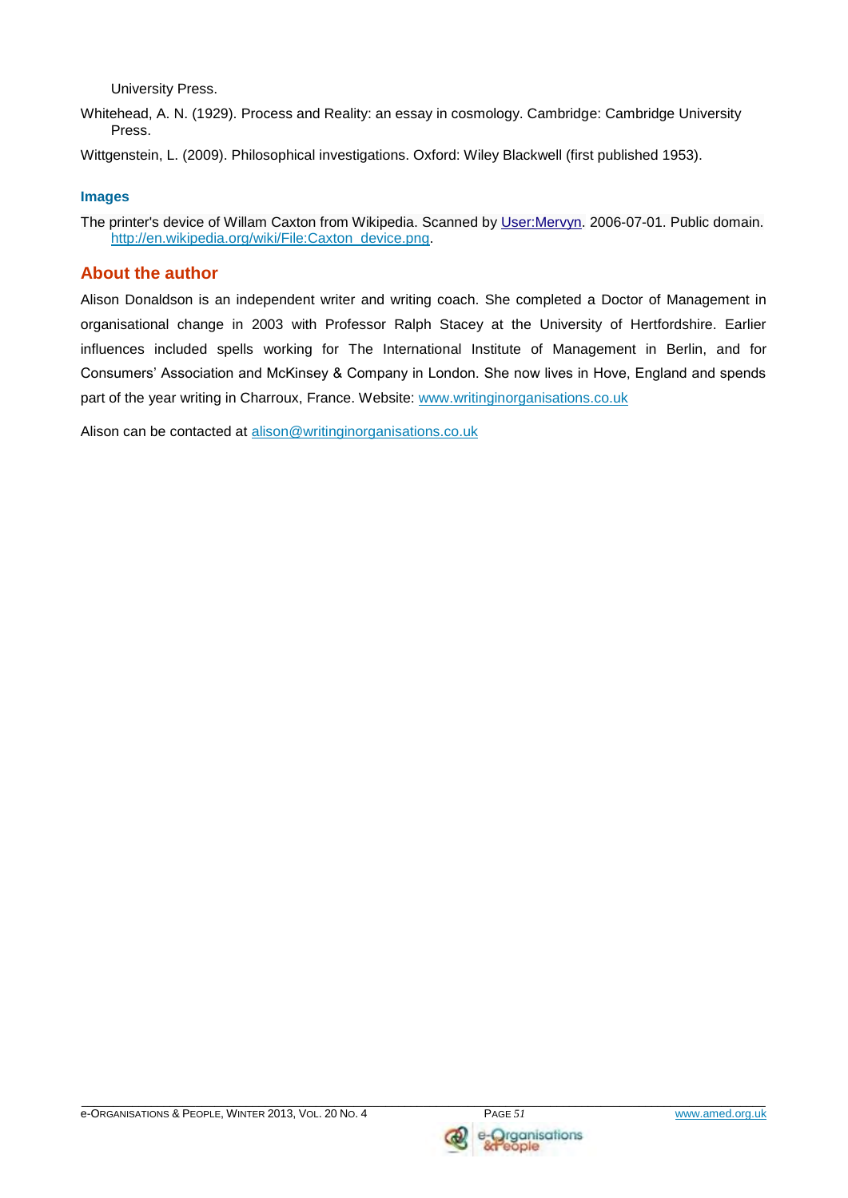University Press.

Whitehead, A. N. (1929). Process and Reality: an essay in cosmology. Cambridge: Cambridge University Press.

Wittgenstein, L. (2009). Philosophical investigations. Oxford: Wiley Blackwell (first published 1953).

### Images

The printer's device of Willam Caxton from Wikipedia. Scanned by User:Mervyn. 2006-07-01. Public domain. http://en.wikipedia.org/wiki/File:Caxton_device.png.

## About the author

Alison Donaldson is an independent writer and writing coach. She completed a Doctor of Management in organisational change in 2003 with Professor Ralph Stacey at the University of Hertfordshire. Earlier influences included spells working for The International Institute of Management in Berlin, and for Consumers' Association and McKinsey & Company in London. She now lives in Hove, England and spends part of the year writing in Charroux, France. Website: www.writinginorganisations.co.uk

Alison can be contacted at alison@writinginorganisations.co.uk